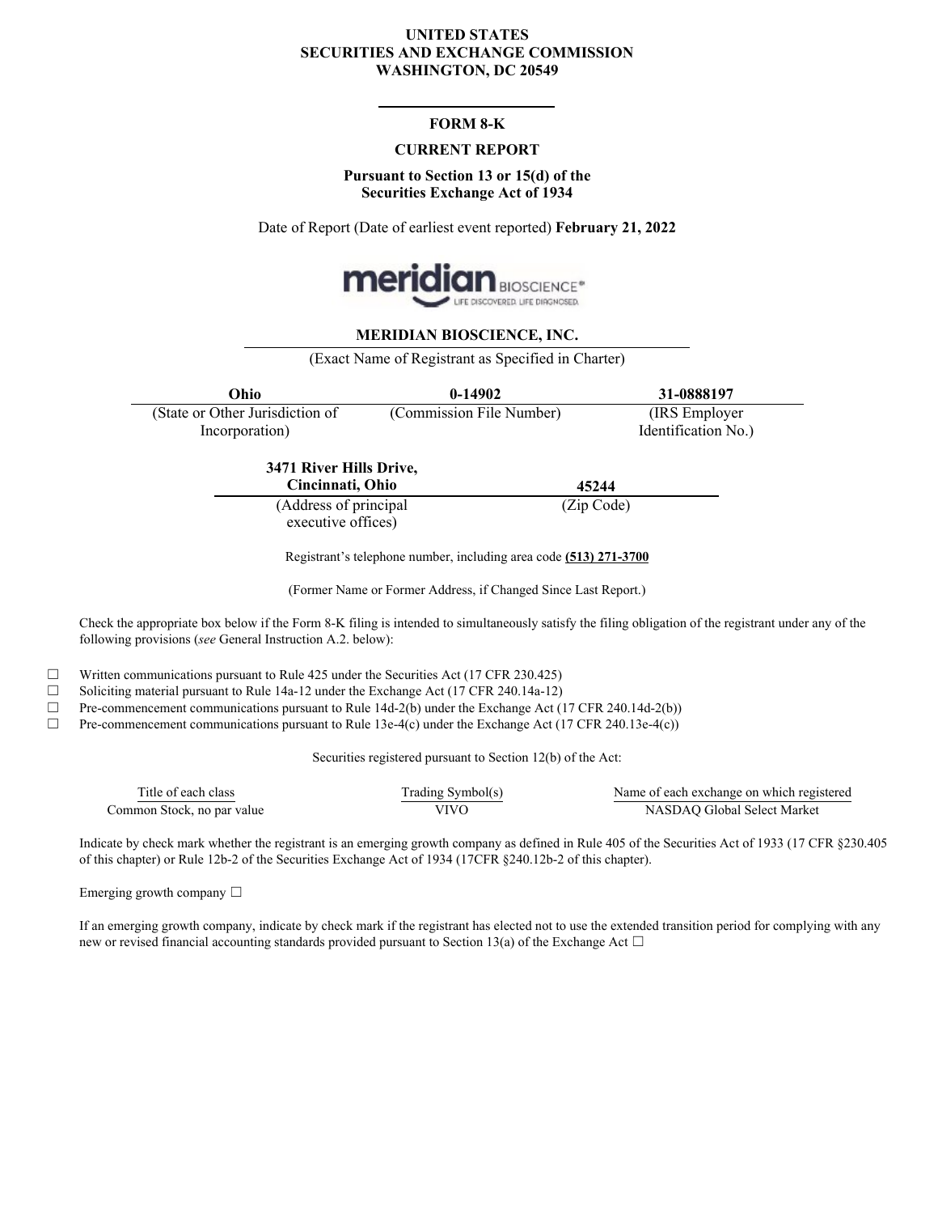**UNITED STATES**
**SECURITIES AND EXCHANGE COMMISSION**
**WASHINGTON, DC 20549**

---

# FORM 8-K

## CURRENT REPORT

**Pursuant to Section 13 or 15(d) of the Securities Exchange Act of 1934**

Date of Report (Date of earliest event reported) **February 21, 2022**

**MERIDIAN BIOSCIENCE, INC.**

(Exact Name of Registrant as Specified in Charter)

| **Ohio** | **0-14902** | **31-0888197** |
|---|---|---|
| (State or Other Jurisdiction of Incorporation) | (Commission File Number) | (IRS Employer Identification No.) |

| **3471 River Hills Drive, Cincinnati, Ohio** | **45244** |
|---|---|
| (Address of principal executive offices) | (Zip Code) |

Registrant's telephone number, including area code **(513) 271-3700**

(Former Name or Former Address, if Changed Since Last Report.)

Check the appropriate box below if the Form 8-K filing is intended to simultaneously satisfy the filing obligation of the registrant under any of the following provisions (*see* General Instruction A.2. below):

☐ Written communications pursuant to Rule 425 under the Securities Act (17 CFR 230.425)
☐ Soliciting material pursuant to Rule 14a-12 under the Exchange Act (17 CFR 240.14a-12)
☐ Pre-commencement communications pursuant to Rule 14d-2(b) under the Exchange Act (17 CFR 240.14d-2(b))
☐ Pre-commencement communications pursuant to Rule 13e-4(c) under the Exchange Act (17 CFR 240.13e-4(c))

Securities registered pursuant to Section 12(b) of the Act:

| Title of each class | Trading Symbol(s) | Name of each exchange on which registered |
|---|---|---|
| Common Stock, no par value | VIVO | NASDAQ Global Select Market |

Indicate by check mark whether the registrant is an emerging growth company as defined in Rule 405 of the Securities Act of 1933 (17 CFR §230.405 of this chapter) or Rule 12b-2 of the Securities Exchange Act of 1934 (17CFR §240.12b-2 of this chapter).

Emerging growth company ☐

If an emerging growth company, indicate by check mark if the registrant has elected not to use the extended transition period for complying with any new or revised financial accounting standards provided pursuant to Section 13(a) of the Exchange Act ☐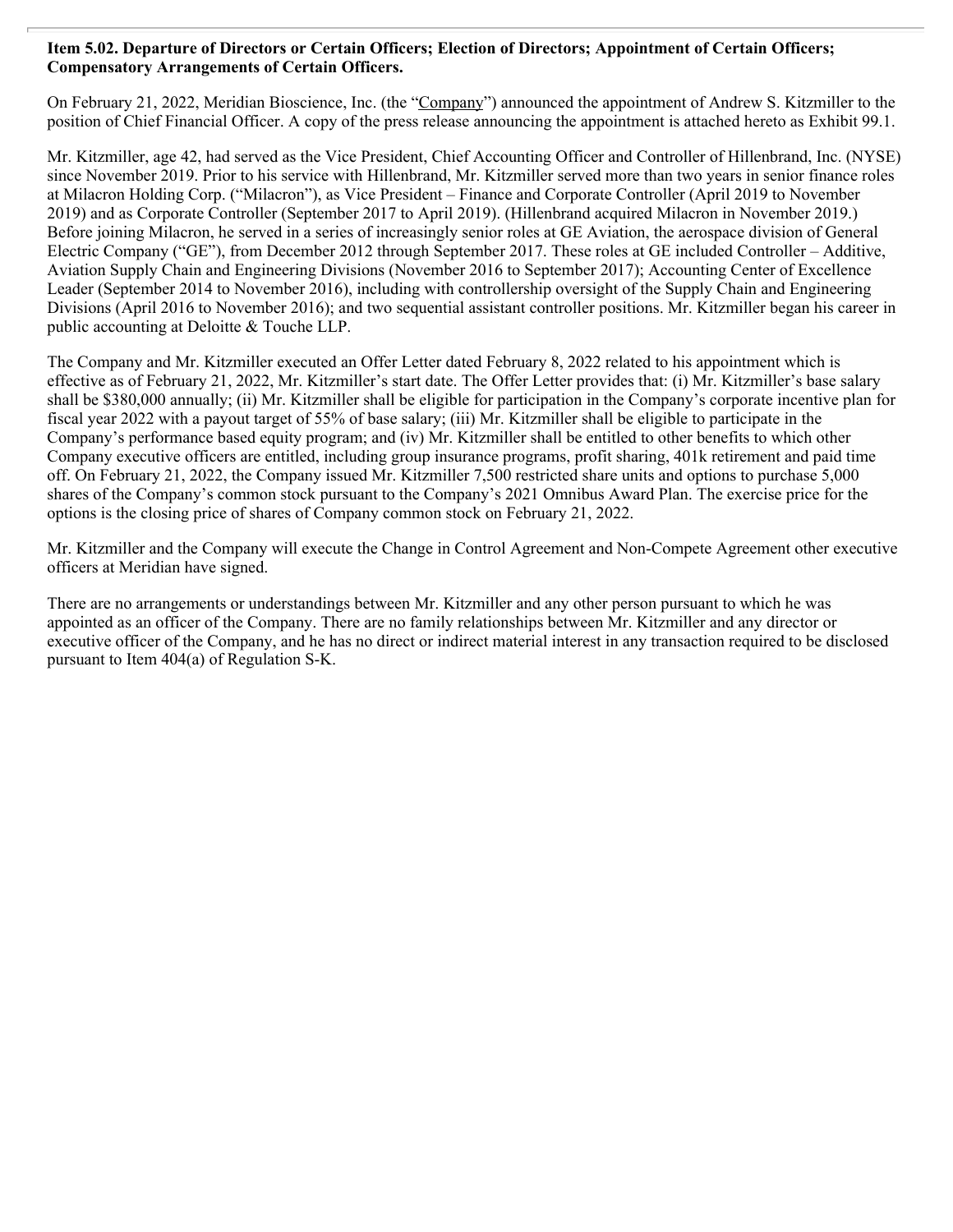**Item 5.02. Departure of Directors or Certain Officers; Election of Directors; Appointment of Certain Officers; Compensatory Arrangements of Certain Officers.**

On February 21, 2022, Meridian Bioscience, Inc. (the "Company") announced the appointment of Andrew S. Kitzmiller to the position of Chief Financial Officer. A copy of the press release announcing the appointment is attached hereto as Exhibit 99.1.

Mr. Kitzmiller, age 42, had served as the Vice President, Chief Accounting Officer and Controller of Hillenbrand, Inc. (NYSE) since November 2019. Prior to his service with Hillenbrand, Mr. Kitzmiller served more than two years in senior finance roles at Milacron Holding Corp. ("Milacron"), as Vice President – Finance and Corporate Controller (April 2019 to November 2019) and as Corporate Controller (September 2017 to April 2019). (Hillenbrand acquired Milacron in November 2019.) Before joining Milacron, he served in a series of increasingly senior roles at GE Aviation, the aerospace division of General Electric Company ("GE"), from December 2012 through September 2017. These roles at GE included Controller – Additive, Aviation Supply Chain and Engineering Divisions (November 2016 to September 2017); Accounting Center of Excellence Leader (September 2014 to November 2016), including with controllership oversight of the Supply Chain and Engineering Divisions (April 2016 to November 2016); and two sequential assistant controller positions. Mr. Kitzmiller began his career in public accounting at Deloitte & Touche LLP.

The Company and Mr. Kitzmiller executed an Offer Letter dated February 8, 2022 related to his appointment which is effective as of February 21, 2022, Mr. Kitzmiller's start date. The Offer Letter provides that: (i) Mr. Kitzmiller's base salary shall be $380,000 annually; (ii) Mr. Kitzmiller shall be eligible for participation in the Company's corporate incentive plan for fiscal year 2022 with a payout target of 55% of base salary; (iii) Mr. Kitzmiller shall be eligible to participate in the Company's performance based equity program; and (iv) Mr. Kitzmiller shall be entitled to other benefits to which other Company executive officers are entitled, including group insurance programs, profit sharing, 401k retirement and paid time off. On February 21, 2022, the Company issued Mr. Kitzmiller 7,500 restricted share units and options to purchase 5,000 shares of the Company's common stock pursuant to the Company's 2021 Omnibus Award Plan. The exercise price for the options is the closing price of shares of Company common stock on February 21, 2022.

Mr. Kitzmiller and the Company will execute the Change in Control Agreement and Non-Compete Agreement other executive officers at Meridian have signed.

There are no arrangements or understandings between Mr. Kitzmiller and any other person pursuant to which he was appointed as an officer of the Company. There are no family relationships between Mr. Kitzmiller and any director or executive officer of the Company, and he has no direct or indirect material interest in any transaction required to be disclosed pursuant to Item 404(a) of Regulation S-K.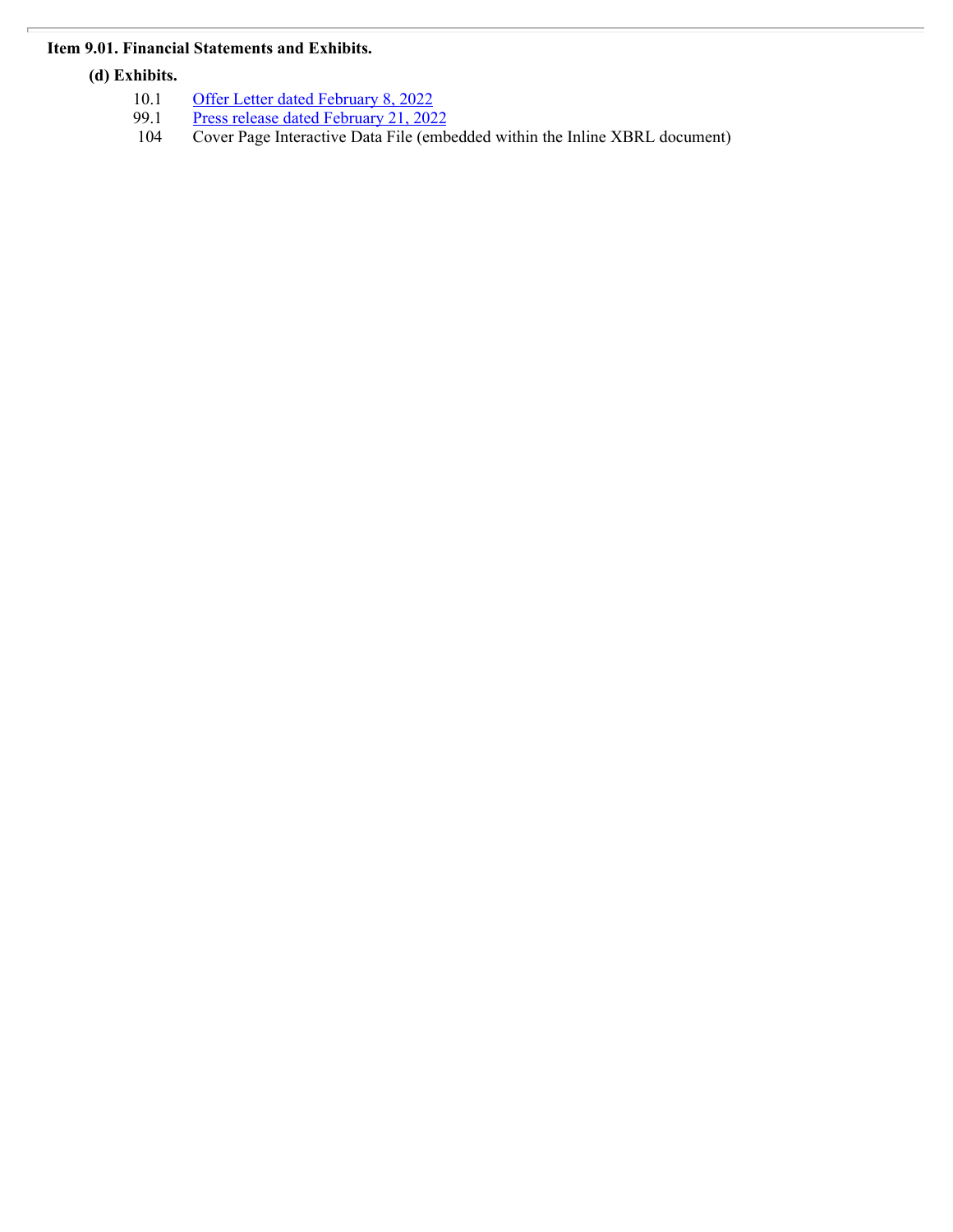**Item 9.01. Financial Statements and Exhibits.**

**(d) Exhibits.**

| | |
|---|---|
| 10.1 | Offer Letter dated February 8, 2022 |
| 99.1 | Press release dated February 21, 2022 |
| 104 | Cover Page Interactive Data File (embedded within the Inline XBRL document) |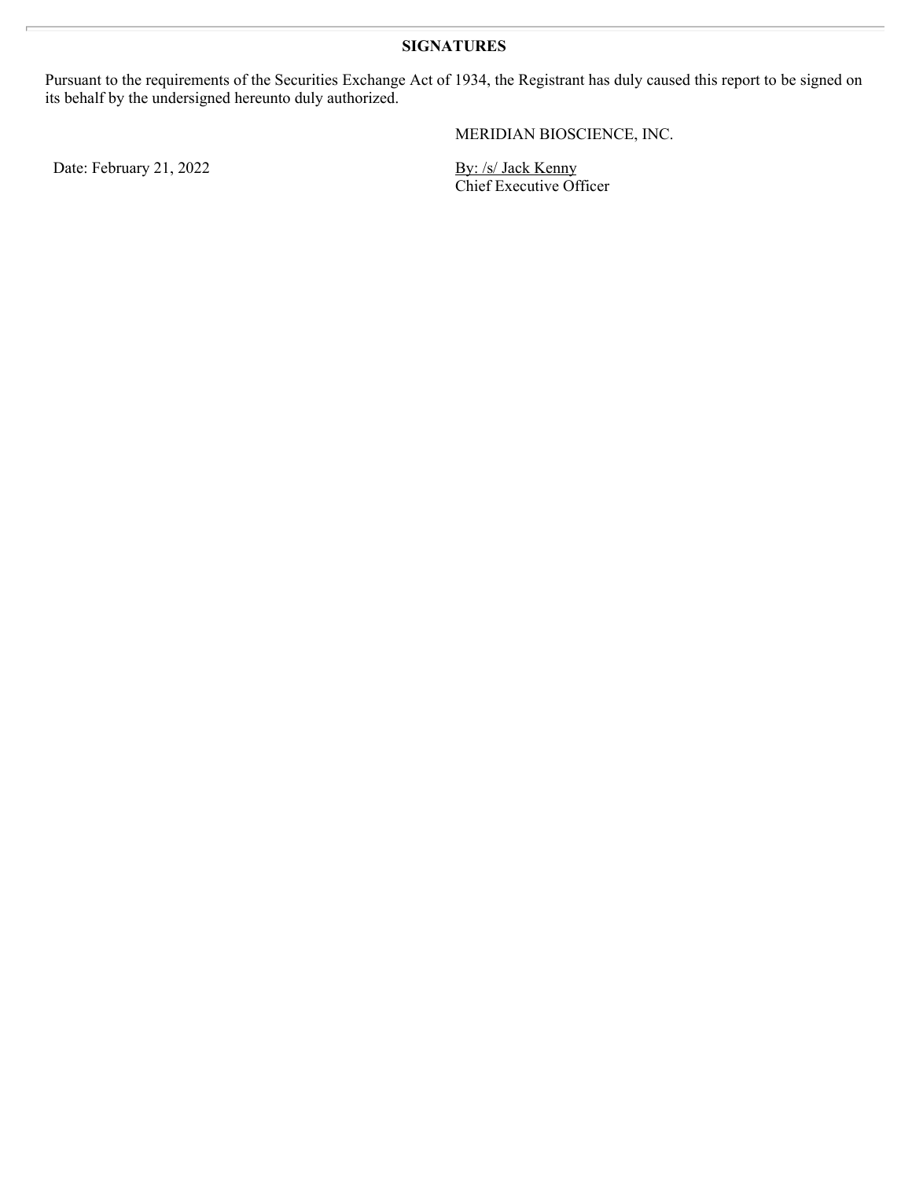**SIGNATURES**

Pursuant to the requirements of the Securities Exchange Act of 1934, the Registrant has duly caused this report to be signed on its behalf by the undersigned hereunto duly authorized.

MERIDIAN BIOSCIENCE, INC.

Date: February 21, 2022

By: /s/ Jack Kenny
Chief Executive Officer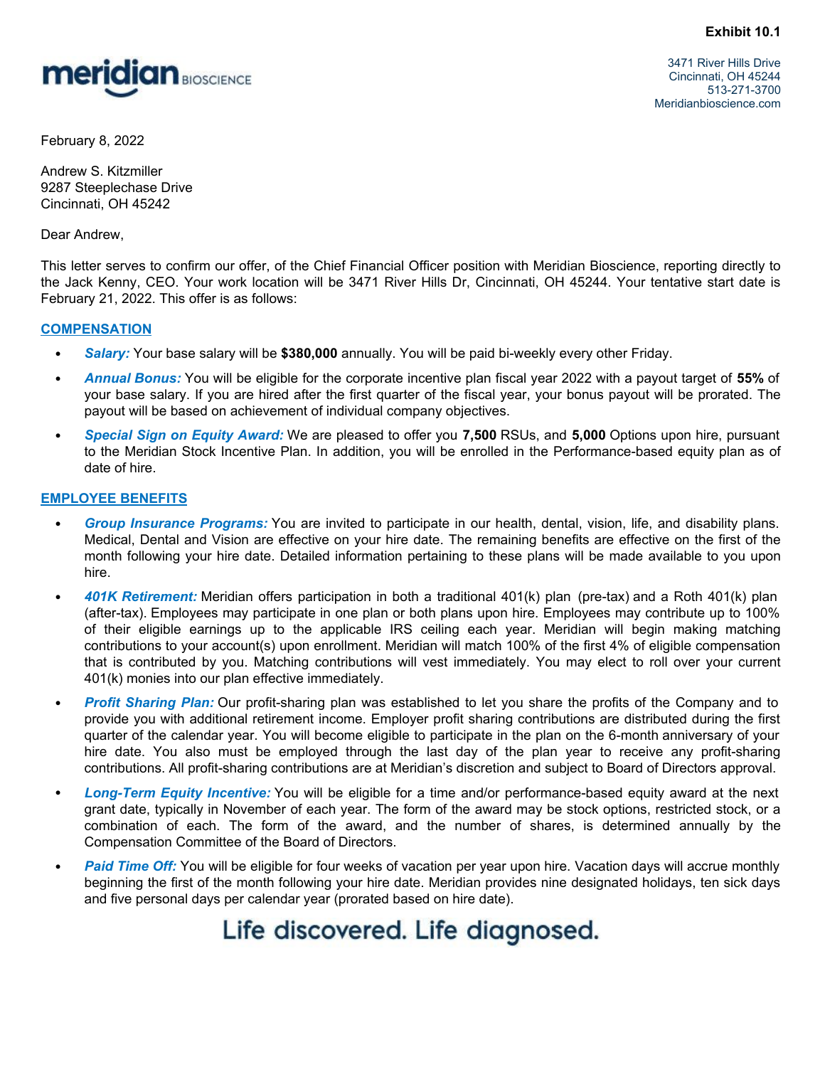**Exhibit 10.1**

meridian BIOSCIENCE

3471 River Hills Drive
Cincinnati, OH 45244
513-271-3700
Meridianbioscience.com

February 8, 2022

Andrew S. Kitzmiller
9287 Steeplechase Drive
Cincinnati, OH 45242

Dear Andrew,

This letter serves to confirm our offer, of the Chief Financial Officer position with Meridian Bioscience, reporting directly to the Jack Kenny, CEO. Your work location will be 3471 River Hills Dr, Cincinnati, OH 45244. Your tentative start date is February 21, 2022. This offer is as follows:

## COMPENSATION

- ***Salary:*** Your base salary will be **$380,000** annually. You will be paid bi-weekly every other Friday.
- ***Annual Bonus:*** You will be eligible for the corporate incentive plan fiscal year 2022 with a payout target of **55%** of your base salary. If you are hired after the first quarter of the fiscal year, your bonus payout will be prorated. The payout will be based on achievement of individual company objectives.
- ***Special Sign on Equity Award:*** We are pleased to offer you **7,500** RSUs, and **5,000** Options upon hire, pursuant to the Meridian Stock Incentive Plan. In addition, you will be enrolled in the Performance-based equity plan as of date of hire.

## EMPLOYEE BENEFITS

- ***Group Insurance Programs:*** You are invited to participate in our health, dental, vision, life, and disability plans. Medical, Dental and Vision are effective on your hire date. The remaining benefits are effective on the first of the month following your hire date. Detailed information pertaining to these plans will be made available to you upon hire.
- ***401K Retirement:*** Meridian offers participation in both a traditional 401(k) plan (pre-tax) and a Roth 401(k) plan (after-tax). Employees may participate in one plan or both plans upon hire. Employees may contribute up to 100% of their eligible earnings up to the applicable IRS ceiling each year. Meridian will begin making matching contributions to your account(s) upon enrollment. Meridian will match 100% of the first 4% of eligible compensation that is contributed by you. Matching contributions will vest immediately. You may elect to roll over your current 401(k) monies into our plan effective immediately.
- ***Profit Sharing Plan:*** Our profit-sharing plan was established to let you share the profits of the Company and to provide you with additional retirement income. Employer profit sharing contributions are distributed during the first quarter of the calendar year. You will become eligible to participate in the plan on the 6-month anniversary of your hire date. You also must be employed through the last day of the plan year to receive any profit-sharing contributions. All profit-sharing contributions are at Meridian's discretion and subject to Board of Directors approval.
- ***Long-Term Equity Incentive:*** You will be eligible for a time and/or performance-based equity award at the next grant date, typically in November of each year. The form of the award may be stock options, restricted stock, or a combination of each. The form of the award, and the number of shares, is determined annually by the Compensation Committee of the Board of Directors.
- ***Paid Time Off:*** You will be eligible for four weeks of vacation per year upon hire. Vacation days will accrue monthly beginning the first of the month following your hire date. Meridian provides nine designated holidays, ten sick days and five personal days per calendar year (prorated based on hire date).

Life discovered. Life diagnosed.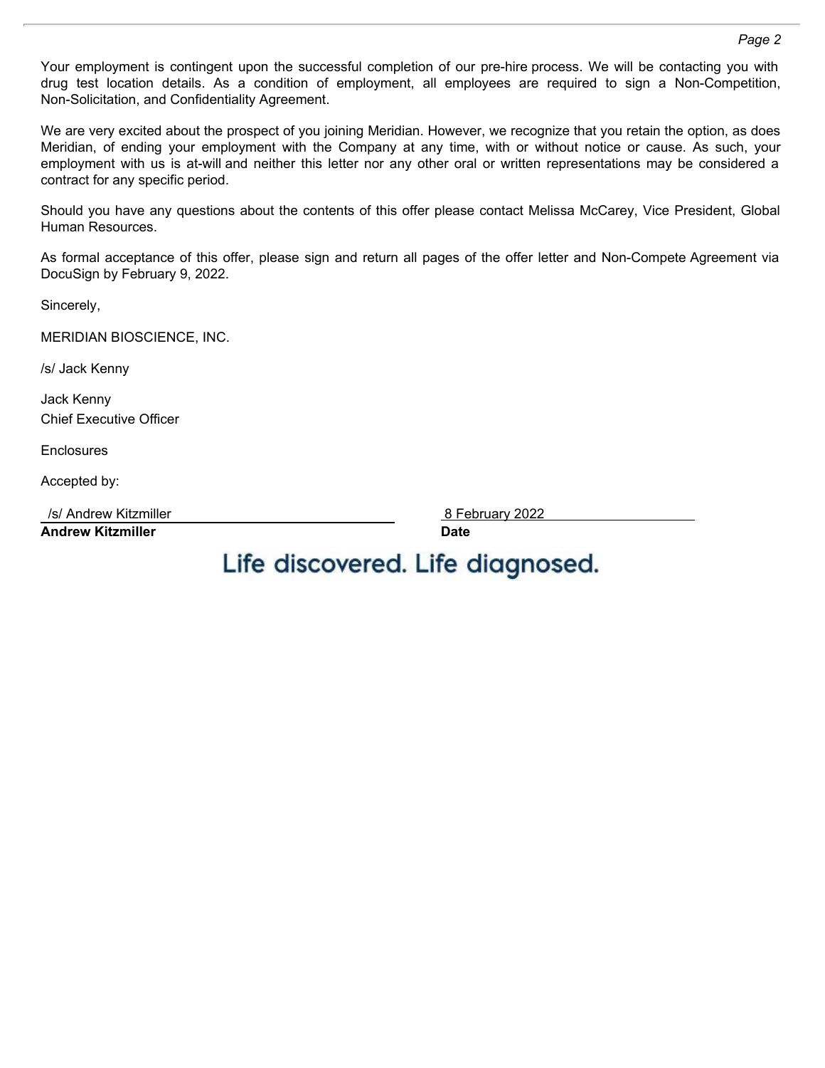Your employment is contingent upon the successful completion of our pre-hire process. We will be contacting you with drug test location details. As a condition of employment, all employees are required to sign a Non-Competition, Non-Solicitation, and Confidentiality Agreement.

We are very excited about the prospect of you joining Meridian. However, we recognize that you retain the option, as does Meridian, of ending your employment with the Company at any time, with or without notice or cause. As such, your employment with us is at-will and neither this letter nor any other oral or written representations may be considered a contract for any specific period.

Should you have any questions about the contents of this offer please contact Melissa McCarey, Vice President, Global Human Resources.

As formal acceptance of this offer, please sign and return all pages of the offer letter and Non-Compete Agreement via DocuSign by February 9, 2022.

Sincerely,

MERIDIAN BIOSCIENCE, INC.

/s/ Jack Kenny

Jack Kenny
Chief Executive Officer

Enclosures

Accepted by:

| /s/ Andrew Kitzmiller | 8 February 2022 |
|---|---|
| **Andrew Kitzmiller** | **Date** |

Life discovered. Life diagnosed.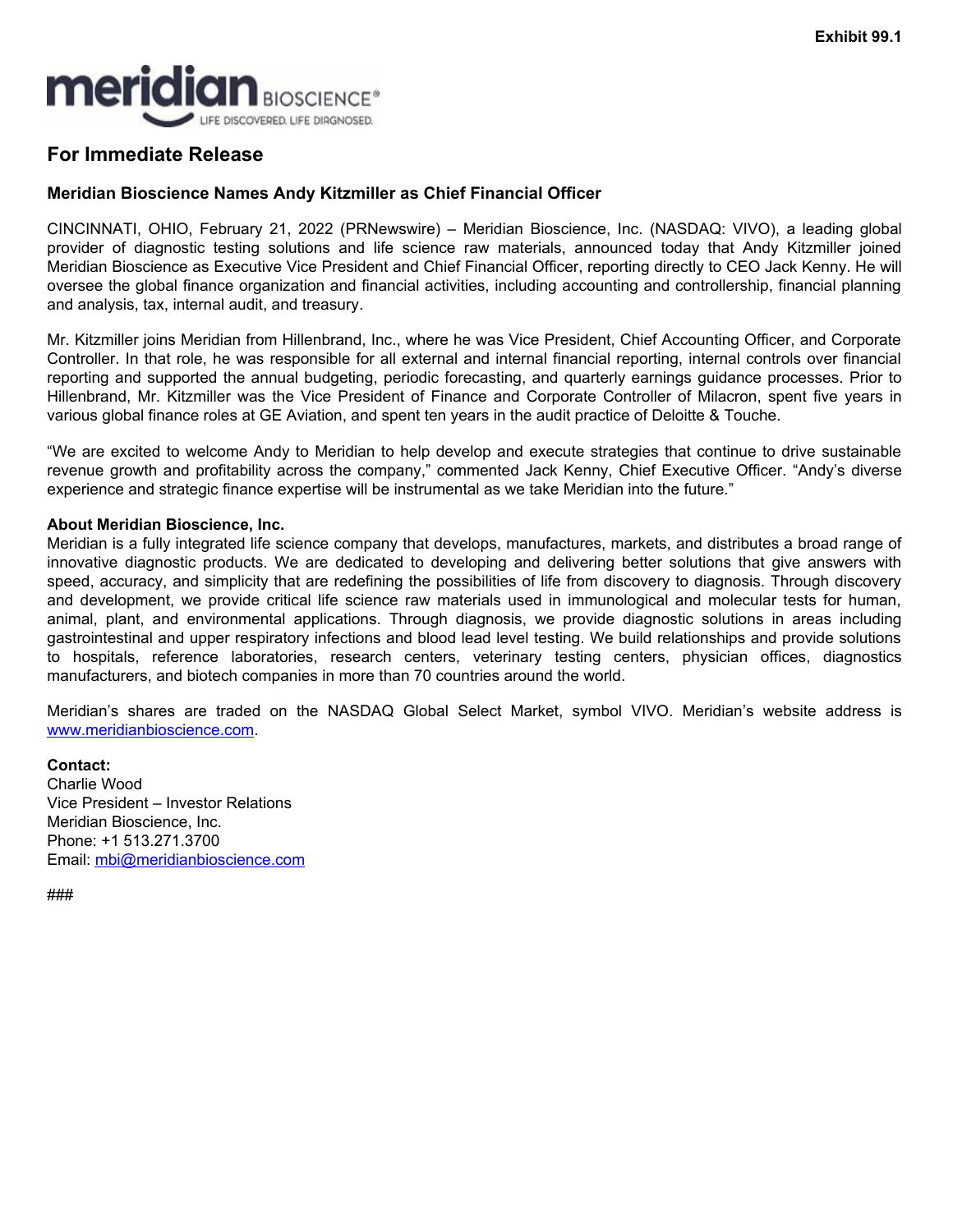Exhibit 99.1

meridian BIOSCIENCE®
LIFE DISCOVERED. LIFE DIAGNOSED.

## For Immediate Release

**Meridian Bioscience Names Andy Kitzmiller as Chief Financial Officer**

CINCINNATI, OHIO, February 21, 2022 (PRNewswire) – Meridian Bioscience, Inc. (NASDAQ: VIVO), a leading global provider of diagnostic testing solutions and life science raw materials, announced today that Andy Kitzmiller joined Meridian Bioscience as Executive Vice President and Chief Financial Officer, reporting directly to CEO Jack Kenny. He will oversee the global finance organization and financial activities, including accounting and controllership, financial planning and analysis, tax, internal audit, and treasury.

Mr. Kitzmiller joins Meridian from Hillenbrand, Inc., where he was Vice President, Chief Accounting Officer, and Corporate Controller. In that role, he was responsible for all external and internal financial reporting, internal controls over financial reporting and supported the annual budgeting, periodic forecasting, and quarterly earnings guidance processes. Prior to Hillenbrand, Mr. Kitzmiller was the Vice President of Finance and Corporate Controller of Milacron, spent five years in various global finance roles at GE Aviation, and spent ten years in the audit practice of Deloitte & Touche.

"We are excited to welcome Andy to Meridian to help develop and execute strategies that continue to drive sustainable revenue growth and profitability across the company," commented Jack Kenny, Chief Executive Officer. "Andy's diverse experience and strategic finance expertise will be instrumental as we take Meridian into the future."

**About Meridian Bioscience, Inc.**
Meridian is a fully integrated life science company that develops, manufactures, markets, and distributes a broad range of innovative diagnostic products. We are dedicated to developing and delivering better solutions that give answers with speed, accuracy, and simplicity that are redefining the possibilities of life from discovery to diagnosis. Through discovery and development, we provide critical life science raw materials used in immunological and molecular tests for human, animal, plant, and environmental applications. Through diagnosis, we provide diagnostic solutions in areas including gastrointestinal and upper respiratory infections and blood lead level testing. We build relationships and provide solutions to hospitals, reference laboratories, research centers, veterinary testing centers, physician offices, diagnostics manufacturers, and biotech companies in more than 70 countries around the world.

Meridian's shares are traded on the NASDAQ Global Select Market, symbol VIVO. Meridian's website address is www.meridianbioscience.com.

**Contact:**
Charlie Wood
Vice President – Investor Relations
Meridian Bioscience, Inc.
Phone: +1 513.271.3700
Email: mbi@meridianbioscience.com

###